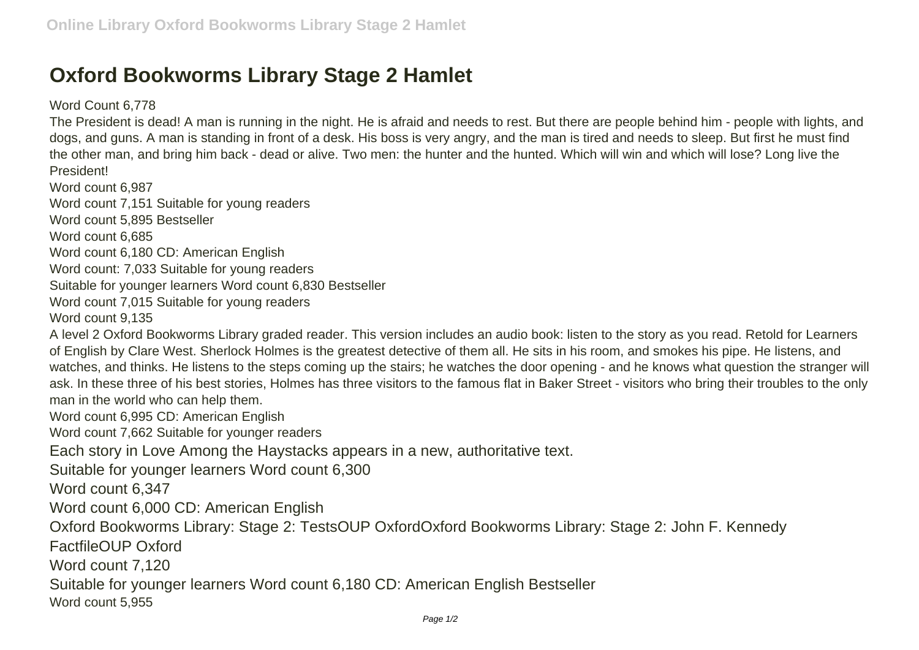# Oxford Bookworms Library Stage 2 Hamlet

Word Count 6,778

The President is dead! A man is running in the night. He is afraid and needs to rest. But there are people behind him - people with lights, and dogs, and guns. A man is standing in front of a desk. His boss is very angry, and the man is tired and needs to sleep. But first he must find the other man, and bring him back - dead or alive. Two men: the hunter and the hunted. Which will win and which will lose? Long live the President!

Word count 6,987

Word count 7,151 Suitable for young readers

Word count 5,895 Bestseller

Word count 6,685

Word count 6,180 CD: American English

Word count: 7,033 Suitable for young readers

Suitable for younger learners Word count 6,830 Bestseller

Word count 7,015 Suitable for young readers

Word count 9,135

A level 2 Oxford Bookworms Library graded reader. This version includes an audio book: listen to the story as you read. Retold for Learners of English by Clare West. Sherlock Holmes is the greatest detective of them all. He sits in his room, and smokes his pipe. He listens, and watches, and thinks. He listens to the steps coming up the stairs; he watches the door opening - and he knows what question the stranger will ask. In these three of his best stories, Holmes has three visitors to the famous flat in Baker Street - visitors who bring their troubles to the only man in the world who can help them.

Word count 6,995 CD: American English

Word count 7,662 Suitable for younger readers

Each story in Love Among the Haystacks appears in a new, authoritative text.

Suitable for younger learners Word count 6,300

Word count 6,347

Word count 6,000 CD: American English

Oxford Bookworms Library: Stage 2: TestsOUP OxfordOxford Bookworms Library: Stage 2: John F. Kennedy FactfileOUP Oxford

Word count 7,120

Suitable for younger learners Word count 6,180 CD: American English Bestseller

Word count 5,955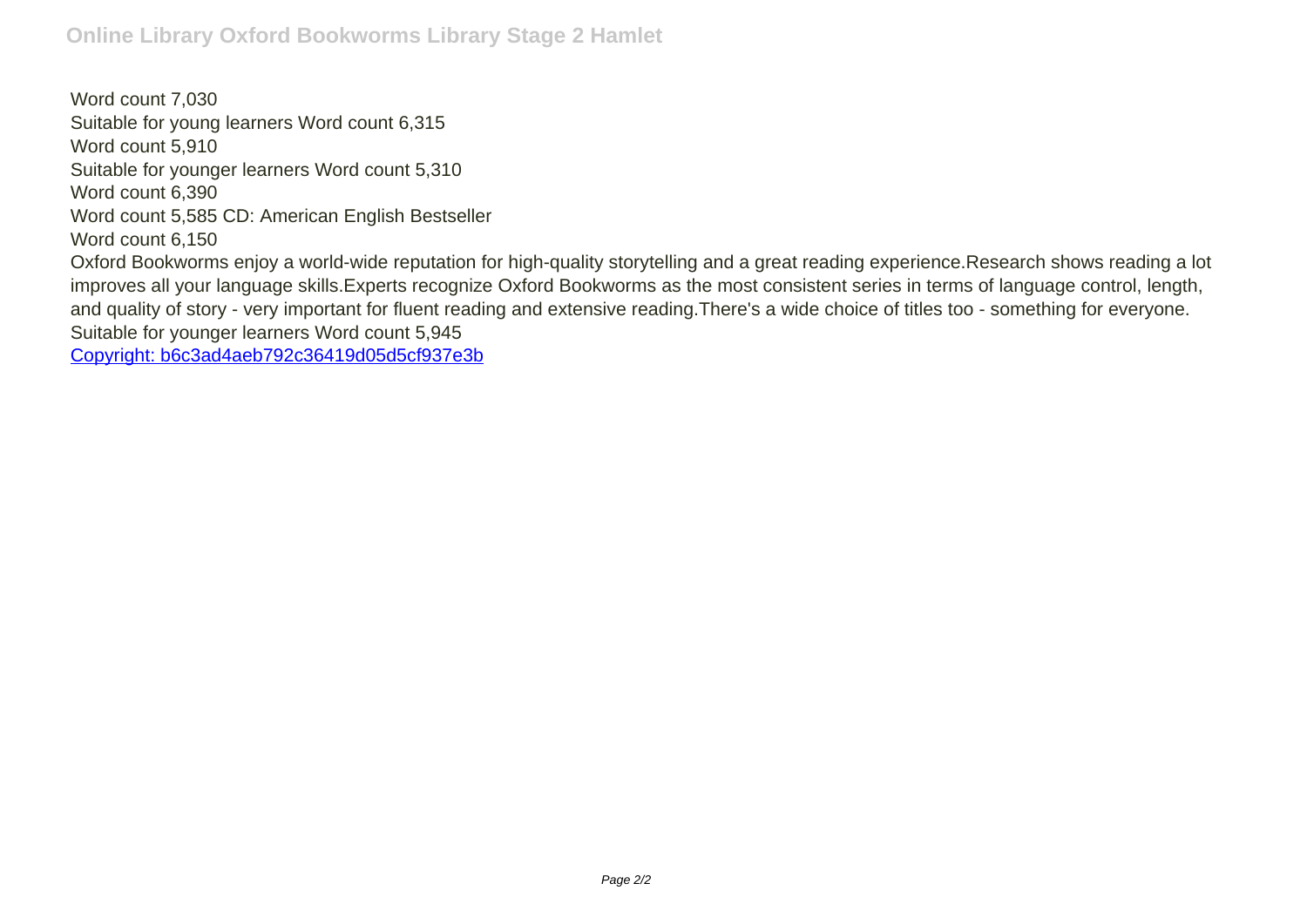Word count 7,030

Suitable for young learners Word count 6,315

Word count 5,910

Suitable for younger learners Word count 5,310

Word count 6,390

Word count 5,585 CD: American English Bestseller

Word count 6,150

Oxford Bookworms enjoy a world-wide reputation for high-quality storytelling and a great reading experience.Research shows reading a lot improves all your language skills.Experts recognize Oxford Bookworms as the most consistent series in terms of language control, length, and quality of story - very important for fluent reading and extensive reading.There's a wide choice of titles too - something for everyone.

Suitable for younger learners Word count 5,945

Copyright: b6c3ad4aeb792c36419d05d5cf937e3b